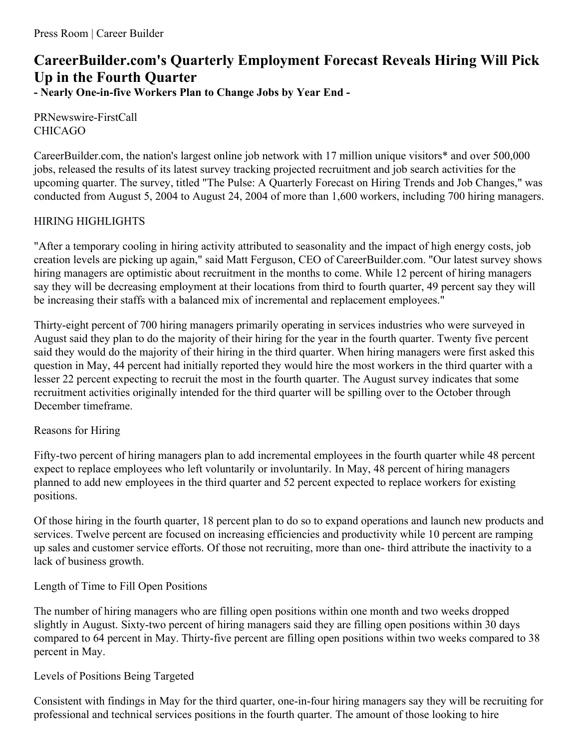Press Room | Career Builder

# CareerBuilder.com's Quarterly Employment Forecast Reveals Hiring Will Pick Up in the Fourth Quarter

**- Nearly One-in-five Workers Plan to Change Jobs by Year End -**

PRNewswire-FirstCall
CHICAGO

CareerBuilder.com, the nation's largest online job network with 17 million unique visitors* and over 500,000 jobs, released the results of its latest survey tracking projected recruitment and job search activities for the upcoming quarter. The survey, titled "The Pulse: A Quarterly Forecast on Hiring Trends and Job Changes," was conducted from August 5, 2004 to August 24, 2004 of more than 1,600 workers, including 700 hiring managers.

## HIRING HIGHLIGHTS

"After a temporary cooling in hiring activity attributed to seasonality and the impact of high energy costs, job creation levels are picking up again," said Matt Ferguson, CEO of CareerBuilder.com. "Our latest survey shows hiring managers are optimistic about recruitment in the months to come. While 12 percent of hiring managers say they will be decreasing employment at their locations from third to fourth quarter, 49 percent say they will be increasing their staffs with a balanced mix of incremental and replacement employees."

Thirty-eight percent of 700 hiring managers primarily operating in services industries who were surveyed in August said they plan to do the majority of their hiring for the year in the fourth quarter. Twenty five percent said they would do the majority of their hiring in the third quarter. When hiring managers were first asked this question in May, 44 percent had initially reported they would hire the most workers in the third quarter with a lesser 22 percent expecting to recruit the most in the fourth quarter. The August survey indicates that some recruitment activities originally intended for the third quarter will be spilling over to the October through December timeframe.

### Reasons for Hiring

Fifty-two percent of hiring managers plan to add incremental employees in the fourth quarter while 48 percent expect to replace employees who left voluntarily or involuntarily. In May, 48 percent of hiring managers planned to add new employees in the third quarter and 52 percent expected to replace workers for existing positions.

Of those hiring in the fourth quarter, 18 percent plan to do so to expand operations and launch new products and services. Twelve percent are focused on increasing efficiencies and productivity while 10 percent are ramping up sales and customer service efforts. Of those not recruiting, more than one- third attribute the inactivity to a lack of business growth.

### Length of Time to Fill Open Positions

The number of hiring managers who are filling open positions within one month and two weeks dropped slightly in August. Sixty-two percent of hiring managers said they are filling open positions within 30 days compared to 64 percent in May. Thirty-five percent are filling open positions within two weeks compared to 38 percent in May.

### Levels of Positions Being Targeted

Consistent with findings in May for the third quarter, one-in-four hiring managers say they will be recruiting for professional and technical services positions in the fourth quarter. The amount of those looking to hire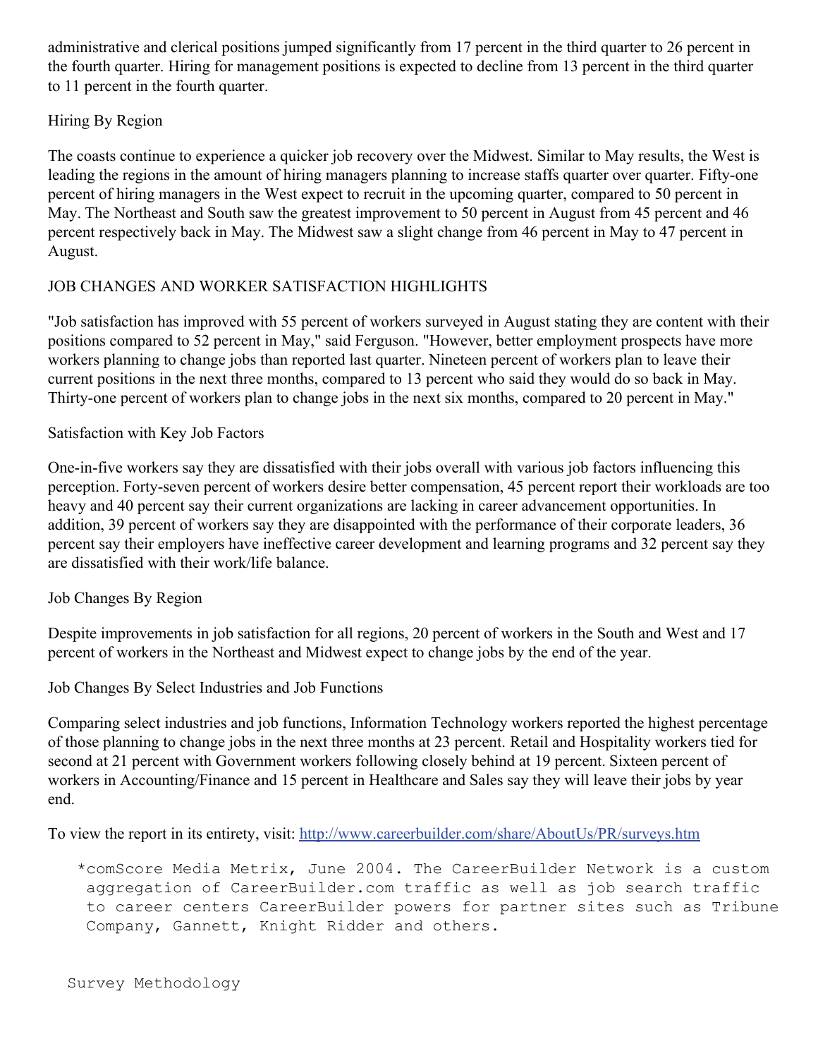administrative and clerical positions jumped significantly from 17 percent in the third quarter to 26 percent in the fourth quarter. Hiring for management positions is expected to decline from 13 percent in the third quarter to 11 percent in the fourth quarter.

Hiring By Region

The coasts continue to experience a quicker job recovery over the Midwest. Similar to May results, the West is leading the regions in the amount of hiring managers planning to increase staffs quarter over quarter. Fifty-one percent of hiring managers in the West expect to recruit in the upcoming quarter, compared to 50 percent in May. The Northeast and South saw the greatest improvement to 50 percent in August from 45 percent and 46 percent respectively back in May. The Midwest saw a slight change from 46 percent in May to 47 percent in August.

JOB CHANGES AND WORKER SATISFACTION HIGHLIGHTS

"Job satisfaction has improved with 55 percent of workers surveyed in August stating they are content with their positions compared to 52 percent in May," said Ferguson. "However, better employment prospects have more workers planning to change jobs than reported last quarter. Nineteen percent of workers plan to leave their current positions in the next three months, compared to 13 percent who said they would do so back in May. Thirty-one percent of workers plan to change jobs in the next six months, compared to 20 percent in May."

Satisfaction with Key Job Factors

One-in-five workers say they are dissatisfied with their jobs overall with various job factors influencing this perception. Forty-seven percent of workers desire better compensation, 45 percent report their workloads are too heavy and 40 percent say their current organizations are lacking in career advancement opportunities. In addition, 39 percent of workers say they are disappointed with the performance of their corporate leaders, 36 percent say their employers have ineffective career development and learning programs and 32 percent say they are dissatisfied with their work/life balance.

Job Changes By Region

Despite improvements in job satisfaction for all regions, 20 percent of workers in the South and West and 17 percent of workers in the Northeast and Midwest expect to change jobs by the end of the year.

Job Changes By Select Industries and Job Functions

Comparing select industries and job functions, Information Technology workers reported the highest percentage of those planning to change jobs in the next three months at 23 percent. Retail and Hospitality workers tied for second at 21 percent with Government workers following closely behind at 19 percent. Sixteen percent of workers in Accounting/Finance and 15 percent in Healthcare and Sales say they will leave their jobs by year end.

To view the report in its entirety, visit: [http://www.careerbuilder.com/share/AboutUs/PR/surveys.htm](http://www.careerbuilder.com/share/AboutUs/PR/surveys.htm)

*comScore Media Metrix, June 2004. The CareerBuilder Network is a custom aggregation of CareerBuilder.com traffic as well as job search traffic to career centers CareerBuilder powers for partner sites such as Tribune Company, Gannett, Knight Ridder and others.

Survey Methodology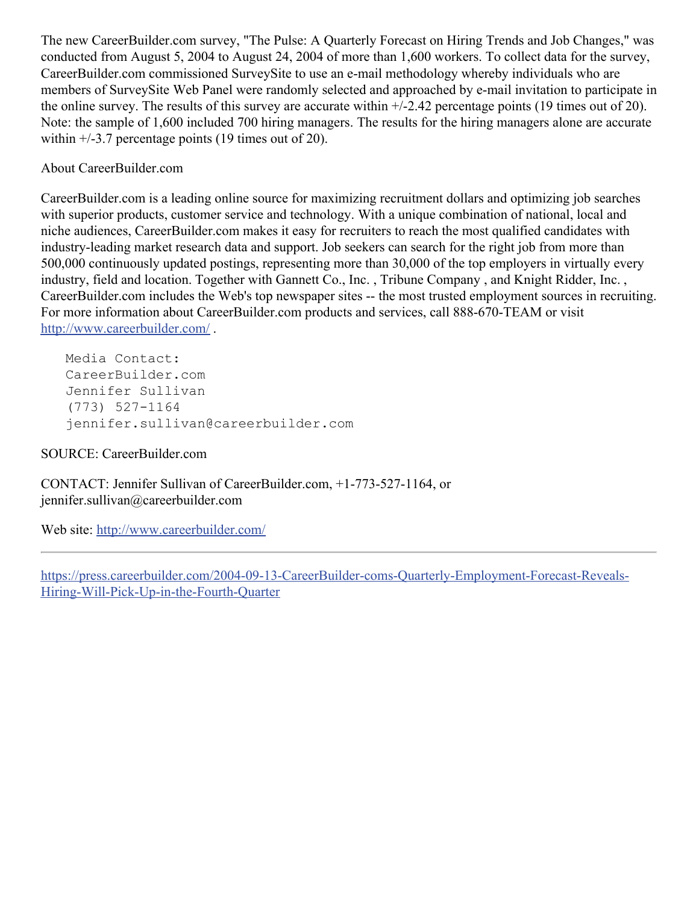The new CareerBuilder.com survey, "The Pulse: A Quarterly Forecast on Hiring Trends and Job Changes," was conducted from August 5, 2004 to August 24, 2004 of more than 1,600 workers. To collect data for the survey, CareerBuilder.com commissioned SurveySite to use an e-mail methodology whereby individuals who are members of SurveySite Web Panel were randomly selected and approached by e-mail invitation to participate in the online survey. The results of this survey are accurate within +/-2.42 percentage points (19 times out of 20). Note: the sample of 1,600 included 700 hiring managers. The results for the hiring managers alone are accurate within +/-3.7 percentage points (19 times out of 20).

About CareerBuilder.com

CareerBuilder.com is a leading online source for maximizing recruitment dollars and optimizing job searches with superior products, customer service and technology. With a unique combination of national, local and niche audiences, CareerBuilder.com makes it easy for recruiters to reach the most qualified candidates with industry-leading market research data and support. Job seekers can search for the right job from more than 500,000 continuously updated postings, representing more than 30,000 of the top employers in virtually every industry, field and location. Together with Gannett Co., Inc. , Tribune Company , and Knight Ridder, Inc. , CareerBuilder.com includes the Web's top newspaper sites -- the most trusted employment sources in recruiting. For more information about CareerBuilder.com products and services, call 888-670-TEAM or visit http://www.careerbuilder.com/ .

```
Media Contact:
CareerBuilder.com
Jennifer Sullivan
(773) 527-1164
jennifer.sullivan@careerbuilder.com
```

SOURCE: CareerBuilder.com

CONTACT: Jennifer Sullivan of CareerBuilder.com, +1-773-527-1164, or jennifer.sullivan@careerbuilder.com

Web site: http://www.careerbuilder.com/

---

https://press.careerbuilder.com/2004-09-13-CareerBuilder-coms-Quarterly-Employment-Forecast-Reveals-Hiring-Will-Pick-Up-in-the-Fourth-Quarter